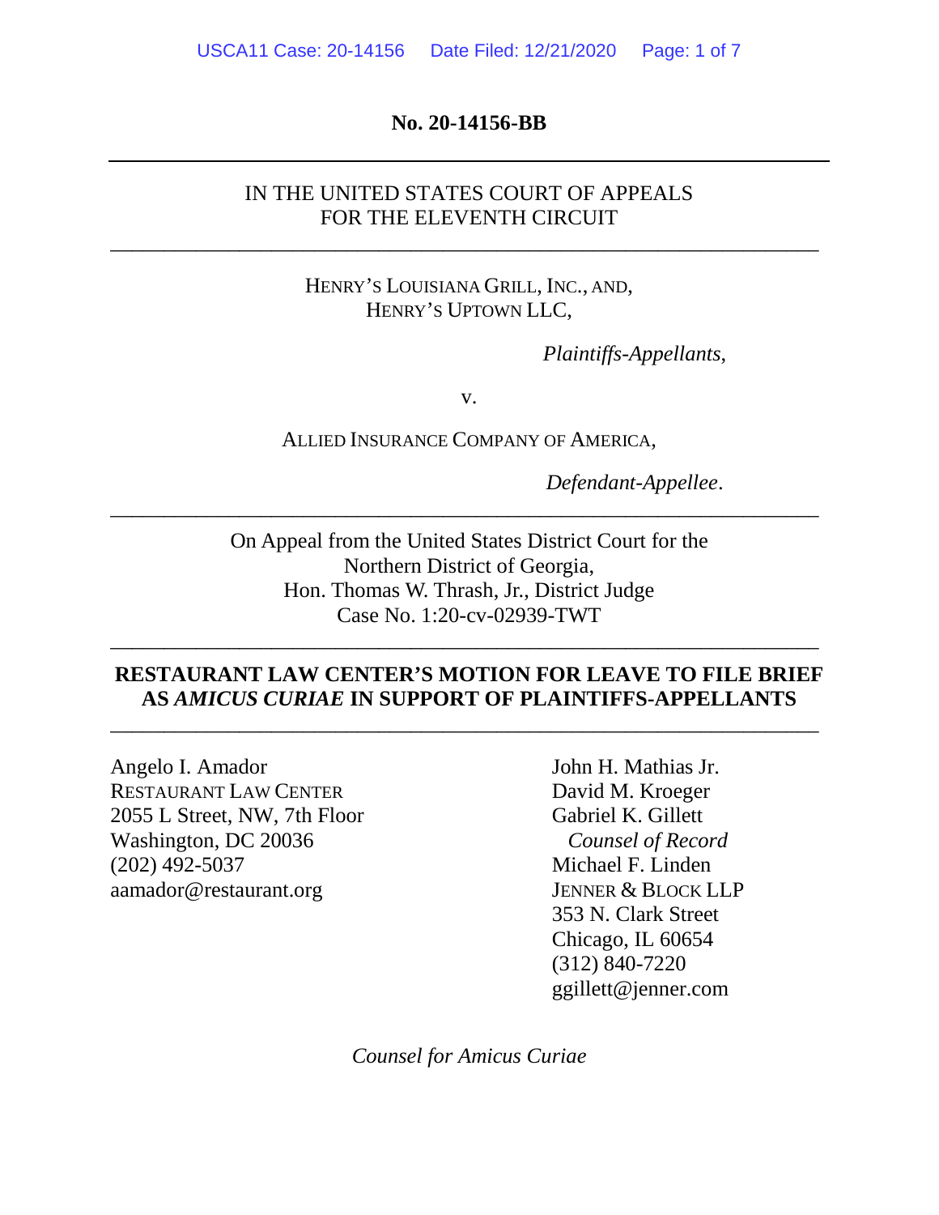**No. 20-14156-BB**

---

IN THE UNITED STATES COURT OF APPEALS
FOR THE ELEVENTH CIRCUIT

---

HENRY'S LOUISIANA GRILL, INC., AND,
HENRY'S UPTOWN LLC,

*Plaintiffs-Appellants*,

v.

ALLIED INSURANCE COMPANY OF AMERICA,

*Defendant-Appellee*.

---

On Appeal from the United States District Court for the
Northern District of Georgia,
Hon. Thomas W. Thrash, Jr., District Judge
Case No. 1:20-cv-02939-TWT

---

**RESTAURANT LAW CENTER'S MOTION FOR LEAVE TO FILE BRIEF AS *AMICUS CURIAE* IN SUPPORT OF PLAINTIFFS-APPELLANTS**

---

Angelo I. Amador
RESTAURANT LAW CENTER
2055 L Street, NW, 7th Floor
Washington, DC 20036
(202) 492-5037
aamador@restaurant.org

John H. Mathias Jr.
David M. Kroeger
Gabriel K. Gillett
*Counsel of Record*
Michael F. Linden
JENNER & BLOCK LLP
353 N. Clark Street
Chicago, IL 60654
(312) 840-7220
ggillett@jenner.com

*Counsel for Amicus Curiae*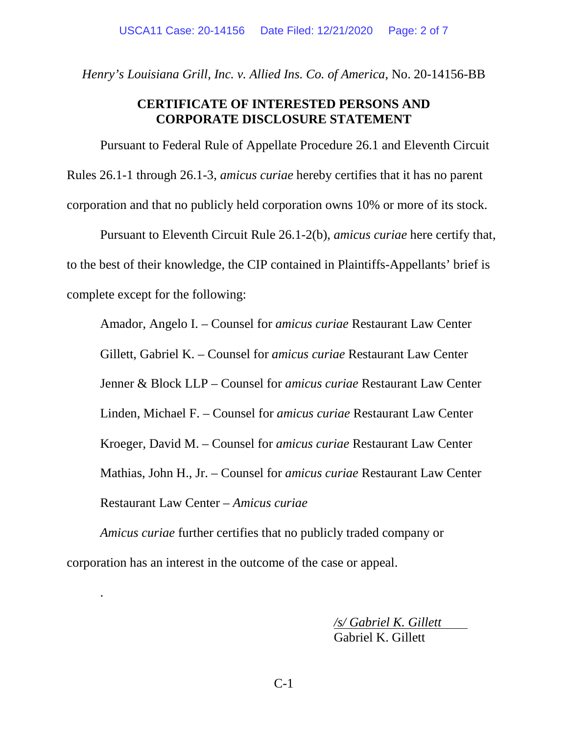*Henry's Louisiana Grill, Inc. v. Allied Ins. Co. of America*, No. 20-14156-BB

**CERTIFICATE OF INTERESTED PERSONS AND CORPORATE DISCLOSURE STATEMENT**

Pursuant to Federal Rule of Appellate Procedure 26.1 and Eleventh Circuit Rules 26.1-1 through 26.1-3, *amicus curiae* hereby certifies that it has no parent corporation and that no publicly held corporation owns 10% or more of its stock.

Pursuant to Eleventh Circuit Rule 26.1-2(b), *amicus curiae* here certify that, to the best of their knowledge, the CIP contained in Plaintiffs-Appellants' brief is complete except for the following:

Amador, Angelo I. – Counsel for *amicus curiae* Restaurant Law Center

Gillett, Gabriel K. – Counsel for *amicus curiae* Restaurant Law Center

Jenner & Block LLP – Counsel for *amicus curiae* Restaurant Law Center

Linden, Michael F. – Counsel for *amicus curiae* Restaurant Law Center

Kroeger, David M. – Counsel for *amicus curiae* Restaurant Law Center

Mathias, John H., Jr. – Counsel for *amicus curiae* Restaurant Law Center

Restaurant Law Center – *Amicus curiae*

*Amicus curiae* further certifies that no publicly traded company or corporation has an interest in the outcome of the case or appeal.

.

*/s/ Gabriel K. Gillett*
Gabriel K. Gillett

C-1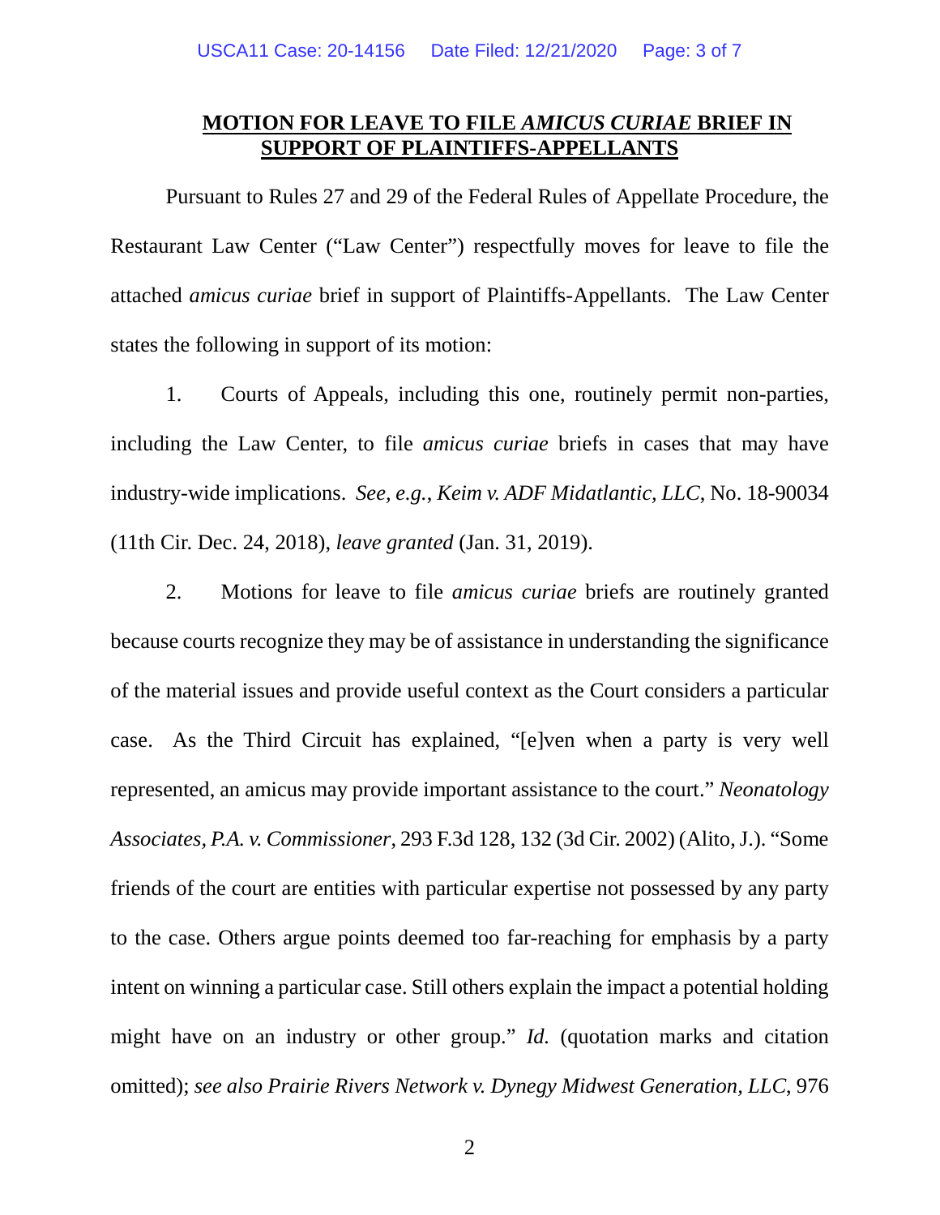**MOTION FOR LEAVE TO FILE *AMICUS CURIAE* BRIEF IN SUPPORT OF PLAINTIFFS-APPELLANTS**

Pursuant to Rules 27 and 29 of the Federal Rules of Appellate Procedure, the Restaurant Law Center ("Law Center") respectfully moves for leave to file the attached *amicus curiae* brief in support of Plaintiffs-Appellants. The Law Center states the following in support of its motion:

1. Courts of Appeals, including this one, routinely permit non-parties, including the Law Center, to file *amicus curiae* briefs in cases that may have industry-wide implications. *See, e.g.*, *Keim v. ADF Midatlantic, LLC*, No. 18-90034 (11th Cir. Dec. 24, 2018), *leave granted* (Jan. 31, 2019).

2. Motions for leave to file *amicus curiae* briefs are routinely granted because courts recognize they may be of assistance in understanding the significance of the material issues and provide useful context as the Court considers a particular case. As the Third Circuit has explained, "[e]ven when a party is very well represented, an amicus may provide important assistance to the court." *Neonatology Associates, P.A. v. Commissioner*, 293 F.3d 128, 132 (3d Cir. 2002) (Alito, J.). "Some friends of the court are entities with particular expertise not possessed by any party to the case. Others argue points deemed too far-reaching for emphasis by a party intent on winning a particular case. Still others explain the impact a potential holding might have on an industry or other group." *Id.* (quotation marks and citation omitted); *see also Prairie Rivers Network v. Dynegy Midwest Generation, LLC*, 976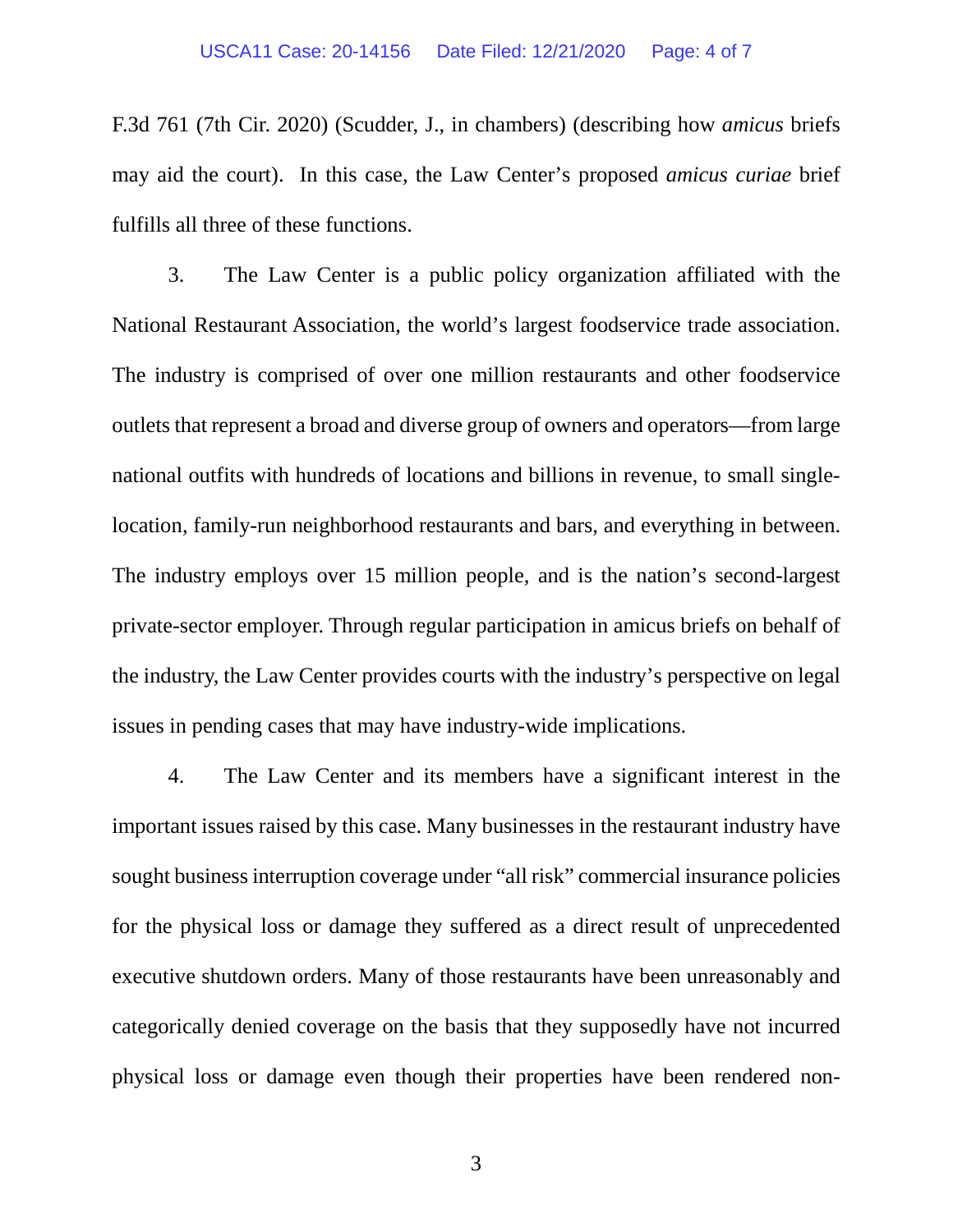F.3d 761 (7th Cir. 2020) (Scudder, J., in chambers) (describing how *amicus* briefs may aid the court). In this case, the Law Center's proposed *amicus curiae* brief fulfills all three of these functions.

3. The Law Center is a public policy organization affiliated with the National Restaurant Association, the world's largest foodservice trade association. The industry is comprised of over one million restaurants and other foodservice outlets that represent a broad and diverse group of owners and operators—from large national outfits with hundreds of locations and billions in revenue, to small single-location, family-run neighborhood restaurants and bars, and everything in between. The industry employs over 15 million people, and is the nation's second-largest private-sector employer. Through regular participation in amicus briefs on behalf of the industry, the Law Center provides courts with the industry's perspective on legal issues in pending cases that may have industry-wide implications.

4. The Law Center and its members have a significant interest in the important issues raised by this case. Many businesses in the restaurant industry have sought business interruption coverage under "all risk" commercial insurance policies for the physical loss or damage they suffered as a direct result of unprecedented executive shutdown orders. Many of those restaurants have been unreasonably and categorically denied coverage on the basis that they supposedly have not incurred physical loss or damage even though their properties have been rendered non-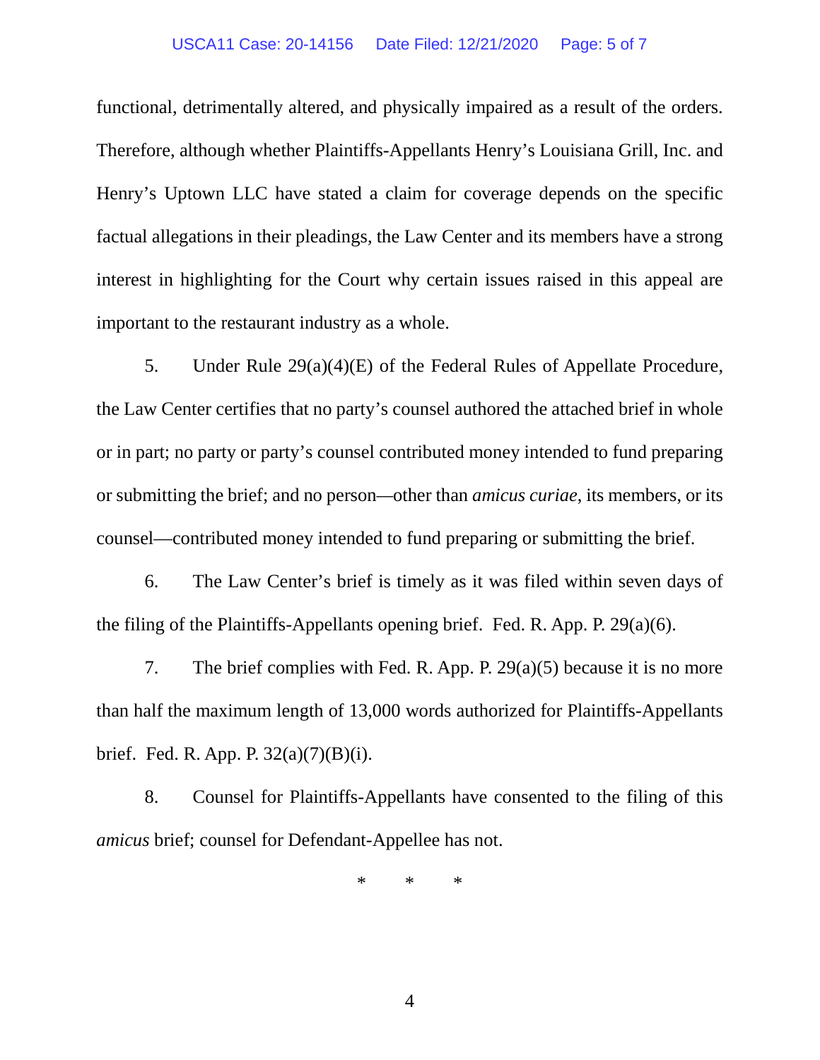functional, detrimentally altered, and physically impaired as a result of the orders. Therefore, although whether Plaintiffs-Appellants Henry's Louisiana Grill, Inc. and Henry's Uptown LLC have stated a claim for coverage depends on the specific factual allegations in their pleadings, the Law Center and its members have a strong interest in highlighting for the Court why certain issues raised in this appeal are important to the restaurant industry as a whole.

5. Under Rule 29(a)(4)(E) of the Federal Rules of Appellate Procedure, the Law Center certifies that no party's counsel authored the attached brief in whole or in part; no party or party's counsel contributed money intended to fund preparing or submitting the brief; and no person—other than *amicus curiae*, its members, or its counsel—contributed money intended to fund preparing or submitting the brief.

6. The Law Center's brief is timely as it was filed within seven days of the filing of the Plaintiffs-Appellants opening brief. Fed. R. App. P. 29(a)(6).

7. The brief complies with Fed. R. App. P. 29(a)(5) because it is no more than half the maximum length of 13,000 words authorized for Plaintiffs-Appellants brief. Fed. R. App. P. 32(a)(7)(B)(i).

8. Counsel for Plaintiffs-Appellants have consented to the filing of this *amicus* brief; counsel for Defendant-Appellee has not.

\* \* \*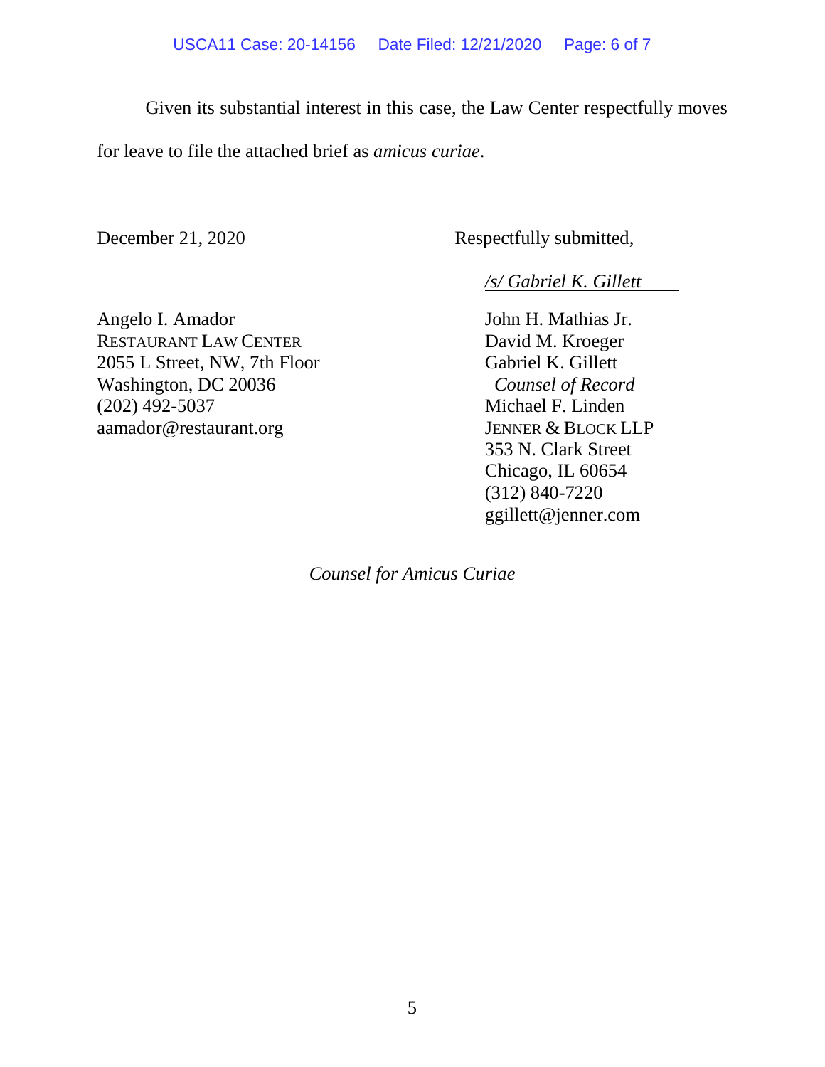Given its substantial interest in this case, the Law Center respectfully moves for leave to file the attached brief as *amicus curiae*.

December 21, 2020

Respectfully submitted,

*/s/ Gabriel K. Gillett*

John H. Mathias Jr.
David M. Kroeger
Gabriel K. Gillett
*Counsel of Record*
Michael F. Linden
JENNER & BLOCK LLP
353 N. Clark Street
Chicago, IL 60654
(312) 840-7220
ggillett@jenner.com

Angelo I. Amador
RESTAURANT LAW CENTER
2055 L Street, NW, 7th Floor
Washington, DC 20036
(202) 492-5037
aamador@restaurant.org

*Counsel for Amicus Curiae*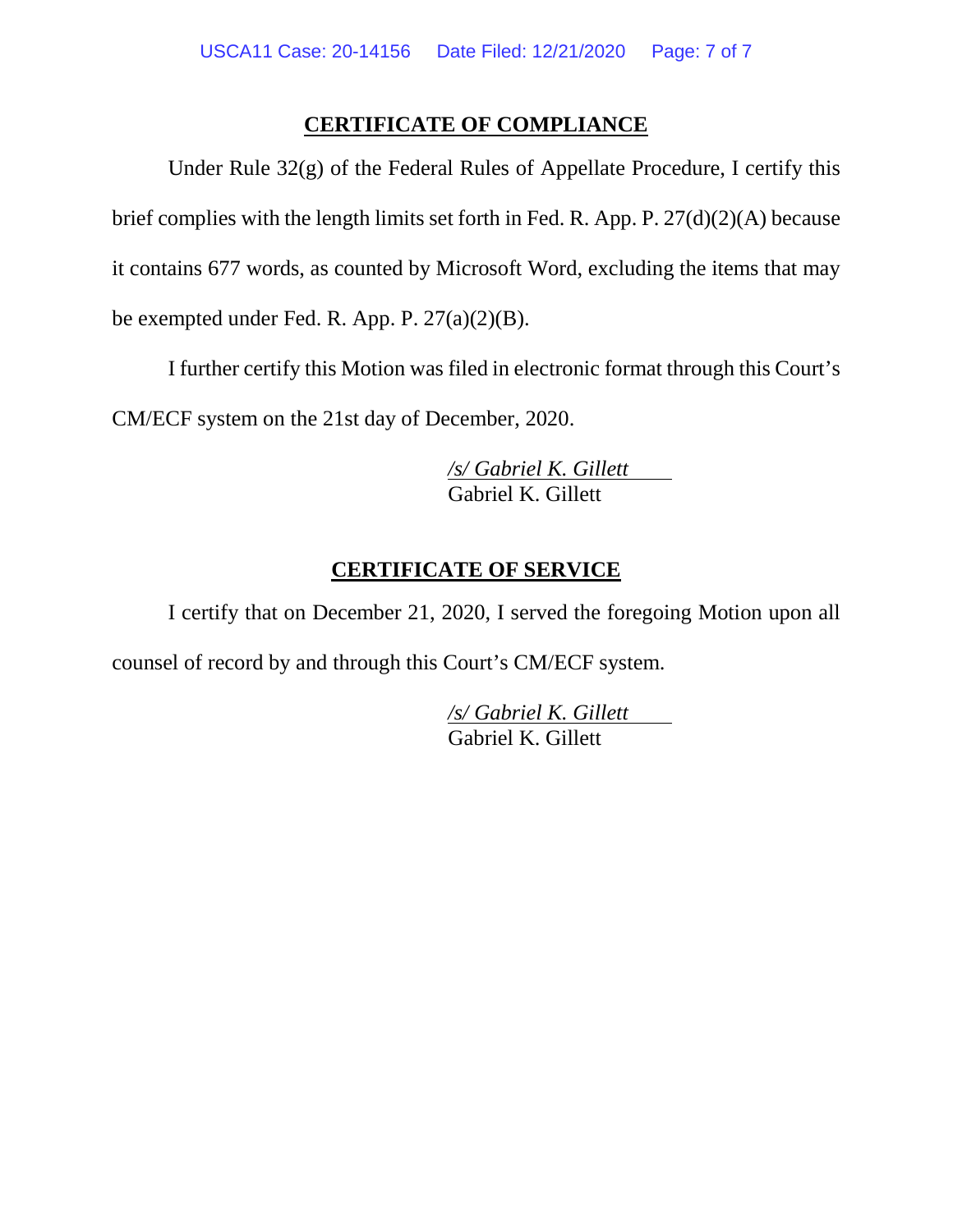## CERTIFICATE OF COMPLIANCE

Under Rule 32(g) of the Federal Rules of Appellate Procedure, I certify this brief complies with the length limits set forth in Fed. R. App. P. 27(d)(2)(A) because it contains 677 words, as counted by Microsoft Word, excluding the items that may be exempted under Fed. R. App. P. 27(a)(2)(B).

I further certify this Motion was filed in electronic format through this Court's CM/ECF system on the 21st day of December, 2020.

*/s/ Gabriel K. Gillett*
Gabriel K. Gillett

## CERTIFICATE OF SERVICE

I certify that on December 21, 2020, I served the foregoing Motion upon all counsel of record by and through this Court's CM/ECF system.

*/s/ Gabriel K. Gillett*
Gabriel K. Gillett